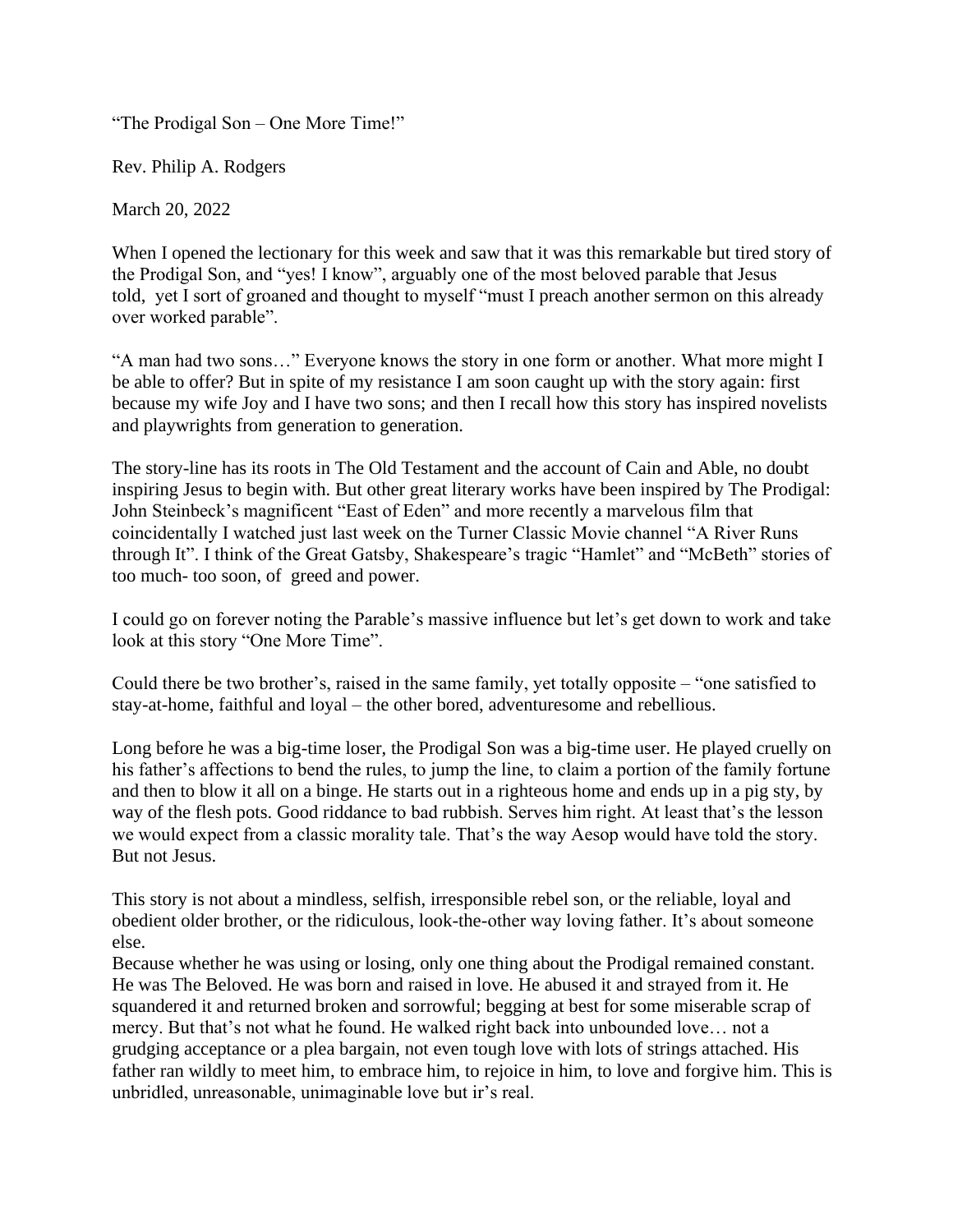"The Prodigal Son – One More Time!"

Rev. Philip A. Rodgers

March 20, 2022

When I opened the lectionary for this week and saw that it was this remarkable but tired story of the Prodigal Son, and "yes! I know", arguably one of the most beloved parable that Jesus told, yet I sort of groaned and thought to myself "must I preach another sermon on this already over worked parable".

"A man had two sons…" Everyone knows the story in one form or another. What more might I be able to offer? But in spite of my resistance I am soon caught up with the story again: first because my wife Joy and I have two sons; and then I recall how this story has inspired novelists and playwrights from generation to generation.

The story-line has its roots in The Old Testament and the account of Cain and Able, no doubt inspiring Jesus to begin with. But other great literary works have been inspired by The Prodigal: John Steinbeck's magnificent "East of Eden" and more recently a marvelous film that coincidentally I watched just last week on the Turner Classic Movie channel "A River Runs through It". I think of the Great Gatsby, Shakespeare's tragic "Hamlet" and "McBeth" stories of too much- too soon, of greed and power.

I could go on forever noting the Parable's massive influence but let's get down to work and take look at this story "One More Time".

Could there be two brother's, raised in the same family, yet totally opposite – "one satisfied to stay-at-home, faithful and loyal – the other bored, adventuresome and rebellious.

Long before he was a big-time loser, the Prodigal Son was a big-time user. He played cruelly on his father's affections to bend the rules, to jump the line, to claim a portion of the family fortune and then to blow it all on a binge. He starts out in a righteous home and ends up in a pig sty, by way of the flesh pots. Good riddance to bad rubbish. Serves him right. At least that's the lesson we would expect from a classic morality tale. That's the way Aesop would have told the story. But not Jesus.

This story is not about a mindless, selfish, irresponsible rebel son, or the reliable, loyal and obedient older brother, or the ridiculous, look-the-other way loving father. It's about someone else.
Because whether he was using or losing, only one thing about the Prodigal remained constant. He was The Beloved. He was born and raised in love. He abused it and strayed from it. He squandered it and returned broken and sorrowful; begging at best for some miserable scrap of mercy. But that's not what he found. He walked right back into unbounded love… not a grudging acceptance or a plea bargain, not even tough love with lots of strings attached. His father ran wildly to meet him, to embrace him, to rejoice in him, to love and forgive him. This is unbridled, unreasonable, unimaginable love but ir's real.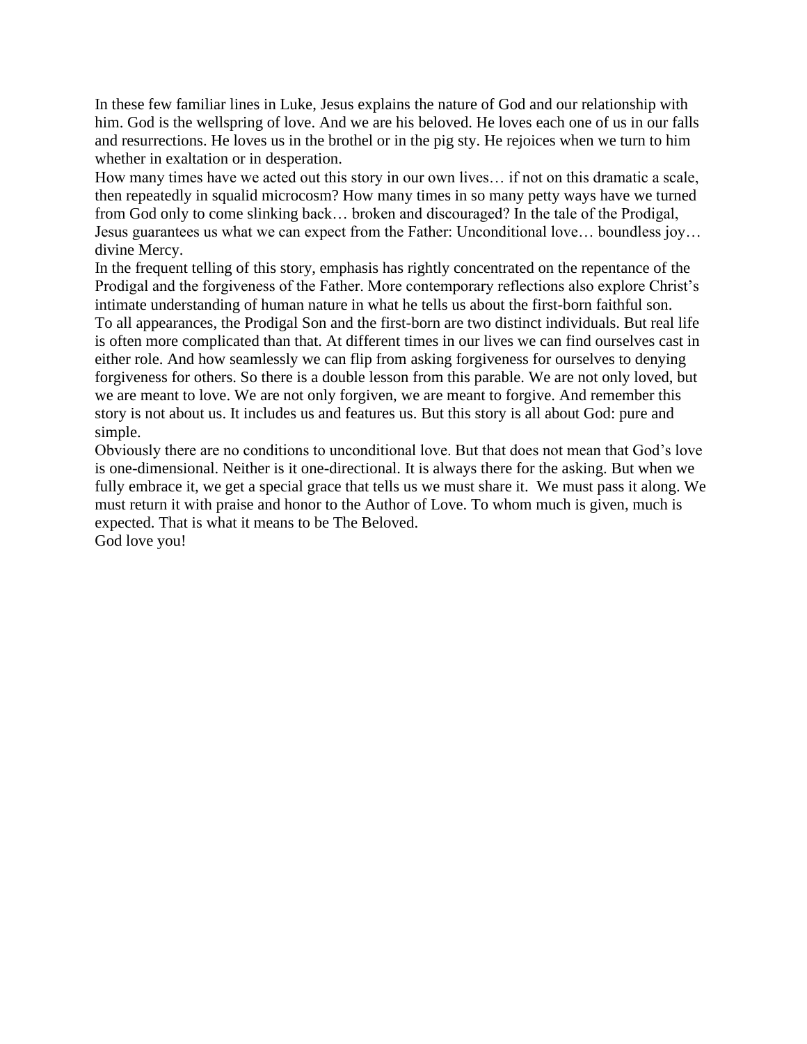In these few familiar lines in Luke, Jesus explains the nature of God and our relationship with him. God is the wellspring of love. And we are his beloved. He loves each one of us in our falls and resurrections. He loves us in the brothel or in the pig sty. He rejoices when we turn to him whether in exaltation or in desperation.

How many times have we acted out this story in our own lives… if not on this dramatic a scale, then repeatedly in squalid microcosm? How many times in so many petty ways have we turned from God only to come slinking back… broken and discouraged? In the tale of the Prodigal, Jesus guarantees us what we can expect from the Father: Unconditional love… boundless joy… divine Mercy.

In the frequent telling of this story, emphasis has rightly concentrated on the repentance of the Prodigal and the forgiveness of the Father. More contemporary reflections also explore Christ's intimate understanding of human nature in what he tells us about the first-born faithful son.

To all appearances, the Prodigal Son and the first-born are two distinct individuals. But real life is often more complicated than that. At different times in our lives we can find ourselves cast in either role. And how seamlessly we can flip from asking forgiveness for ourselves to denying forgiveness for others. So there is a double lesson from this parable. We are not only loved, but we are meant to love. We are not only forgiven, we are meant to forgive. And remember this story is not about us. It includes us and features us. But this story is all about God: pure and simple.

Obviously there are no conditions to unconditional love. But that does not mean that God's love is one-dimensional. Neither is it one-directional. It is always there for the asking. But when we fully embrace it, we get a special grace that tells us we must share it. We must pass it along. We must return it with praise and honor to the Author of Love. To whom much is given, much is expected. That is what it means to be The Beloved.

God love you!